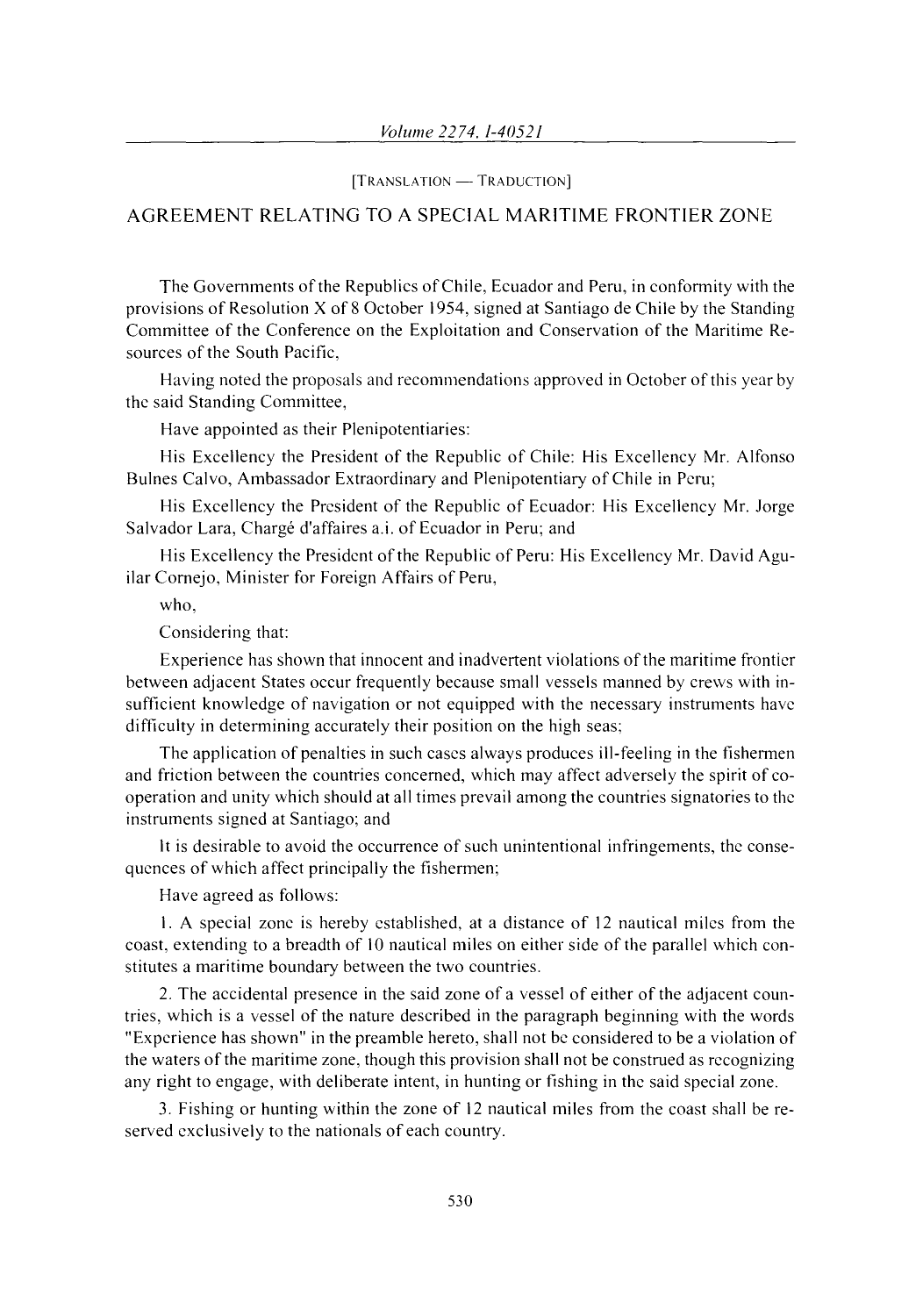[TRANSLATION — TRADUCTION]

# AGREEMENT RELATING TO A SPECIAL MARITIME FRONTIER ZONE

The Governments of the Republics of Chile, Ecuador and Peru, in conformity with the provisions of Resolution X of 8 October 1954, signed at Santiago de Chile by the Standing Committee of the Conference on the Exploitation and Conservation of the Maritime Resources of the South Pacific,

Having noted the proposals and recommendations approved in October of this year by the said Standing Committee,

Have appointed as their Plenipotentiaries:

His Excellency the President of the Republic of Chile: His Excellency Mr. Alfonso Bulnes Calvo, Ambassador Extraordinary and Plenipotentiary of Chile in Peru;

His Excellency the President of the Republic of Ecuador: His Excellency Mr. Jorge Salvador Lara, Chargé d'affaires a.i. of Ecuador in Peru; and

His Excellency the President of the Republic of Peru: His Excellency Mr. David Aguilar Cornejo, Minister for Foreign Affairs of Peru,

who,

Considering that:

Experience has shown that innocent and inadvertent violations of the maritime frontier between adjacent States occur frequently because small vessels manned by crews with insufficient knowledge of navigation or not equipped with the necessary instruments have difficulty in determining accurately their position on the high seas;

The application of penalties in such cases always produces ill-feeling in the fishermen and friction between the countries concerned, which may affect adversely the spirit of cooperation and unity which should at all times prevail among the countries signatories to the instruments signed at Santiago; and

It is desirable to avoid the occurrence of such unintentional infringements, the consequences of which affect principally the fishermen;

Have agreed as follows:

1. A special zone is hereby established, at a distance of 12 nautical miles from the coast, extending to a breadth of 10 nautical miles on either side of the parallel which constitutes a maritime boundary between the two countries.

2. The accidental presence in the said zone of a vessel of either of the adjacent countries, which is a vessel of the nature described in the paragraph beginning with the words "Experience has shown" in the preamble hereto, shall not be considered to be a violation of the waters of the maritime zone, though this provision shall not be construed as recognizing any right to engage, with deliberate intent, in hunting or fishing in the said special zone.

3. Fishing or hunting within the zone of 12 nautical miles from the coast shall be reserved exclusively to the nationals of each country.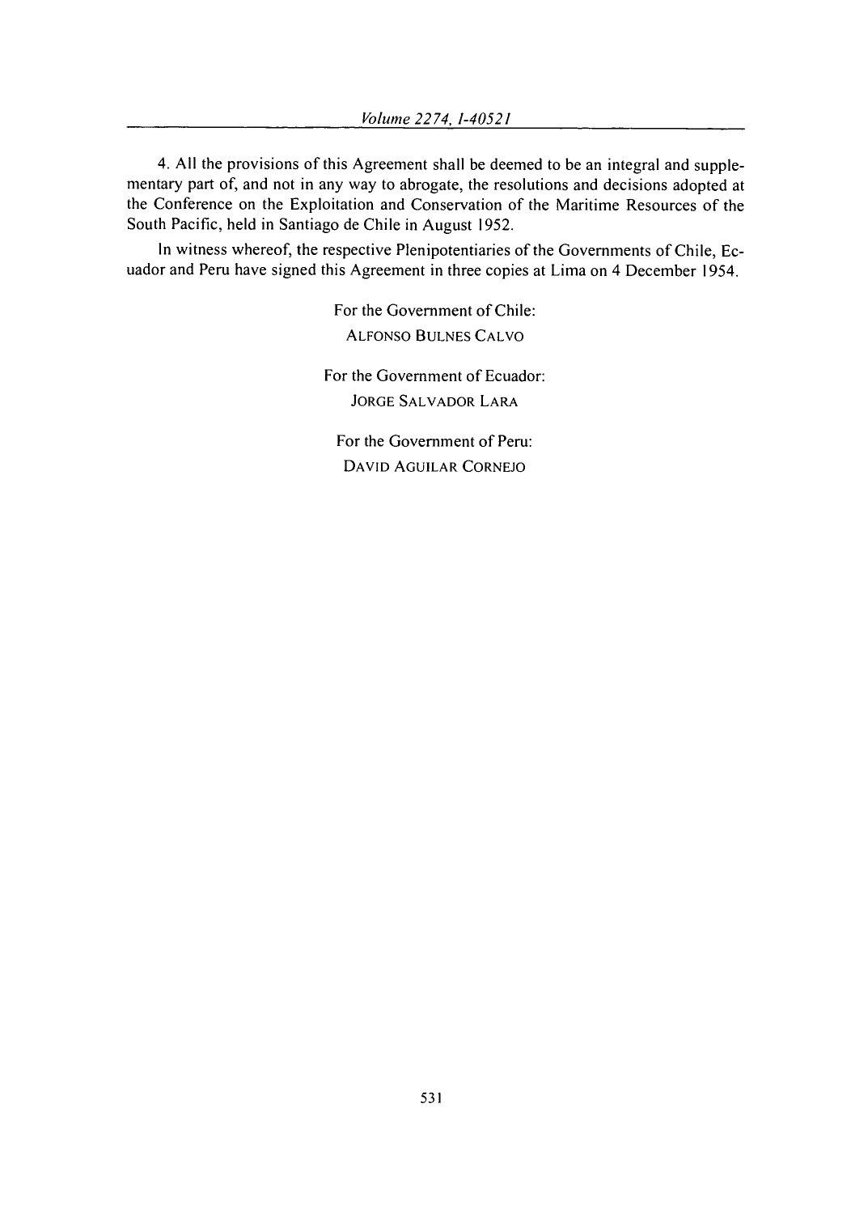4. All the provisions of this Agreement shall be deemed to be an integral and supplementary part of, and not in any way to abrogate, the resolutions and decisions adopted at the Conference on the Exploitation and Conservation of the Maritime Resources of the South Pacific, held in Santiago de Chile in August 1952.

In witness whereof, the respective Plenipotentiaries of the Governments of Chile, Ecuador and Peru have signed this Agreement in three copies at Lima on 4 December 1954.

For the Government of Chile:
ALFONSO BULNES CALVO

For the Government of Ecuador:
JORGE SALVADOR LARA

For the Government of Peru:
DAVID AGUILAR CORNEJO